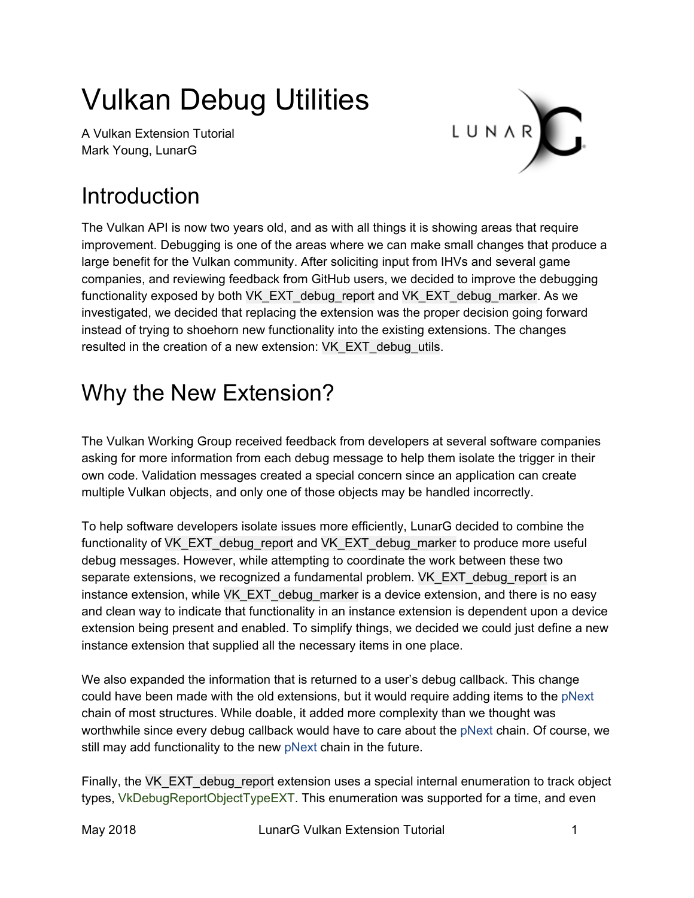# Vulkan Debug Utilities

A Vulkan Extension Tutorial
Mark Young, LunarG

## Introduction

The Vulkan API is now two years old, and as with all things it is showing areas that require improvement. Debugging is one of the areas where we can make small changes that produce a large benefit for the Vulkan community. After soliciting input from IHVs and several game companies, and reviewing feedback from GitHub users, we decided to improve the debugging functionality exposed by both `VK_EXT_debug_report` and `VK_EXT_debug_marker`. As we investigated, we decided that replacing the extension was the proper decision going forward instead of trying to shoehorn new functionality into the existing extensions. The changes resulted in the creation of a new extension: `VK_EXT_debug_utils`.

## Why the New Extension?

The Vulkan Working Group received feedback from developers at several software companies asking for more information from each debug message to help them isolate the trigger in their own code. Validation messages created a special concern since an application can create multiple Vulkan objects, and only one of those objects may be handled incorrectly.

To help software developers isolate issues more efficiently, LunarG decided to combine the functionality of `VK_EXT_debug_report` and `VK_EXT_debug_marker` to produce more useful debug messages. However, while attempting to coordinate the work between these two separate extensions, we recognized a fundamental problem. `VK_EXT_debug_report` is an instance extension, while `VK_EXT_debug_marker` is a device extension, and there is no easy and clean way to indicate that functionality in an instance extension is dependent upon a device extension being present and enabled. To simplify things, we decided we could just define a new instance extension that supplied all the necessary items in one place.

We also expanded the information that is returned to a user's debug callback. This change could have been made with the old extensions, but it would require adding items to the pNext chain of most structures. While doable, it added more complexity than we thought was worthwhile since every debug callback would have to care about the pNext chain. Of course, we still may add functionality to the new pNext chain in the future.

Finally, the `VK_EXT_debug_report` extension uses a special internal enumeration to track object types, VkDebugReportObjectTypeEXT. This enumeration was supported for a time, and even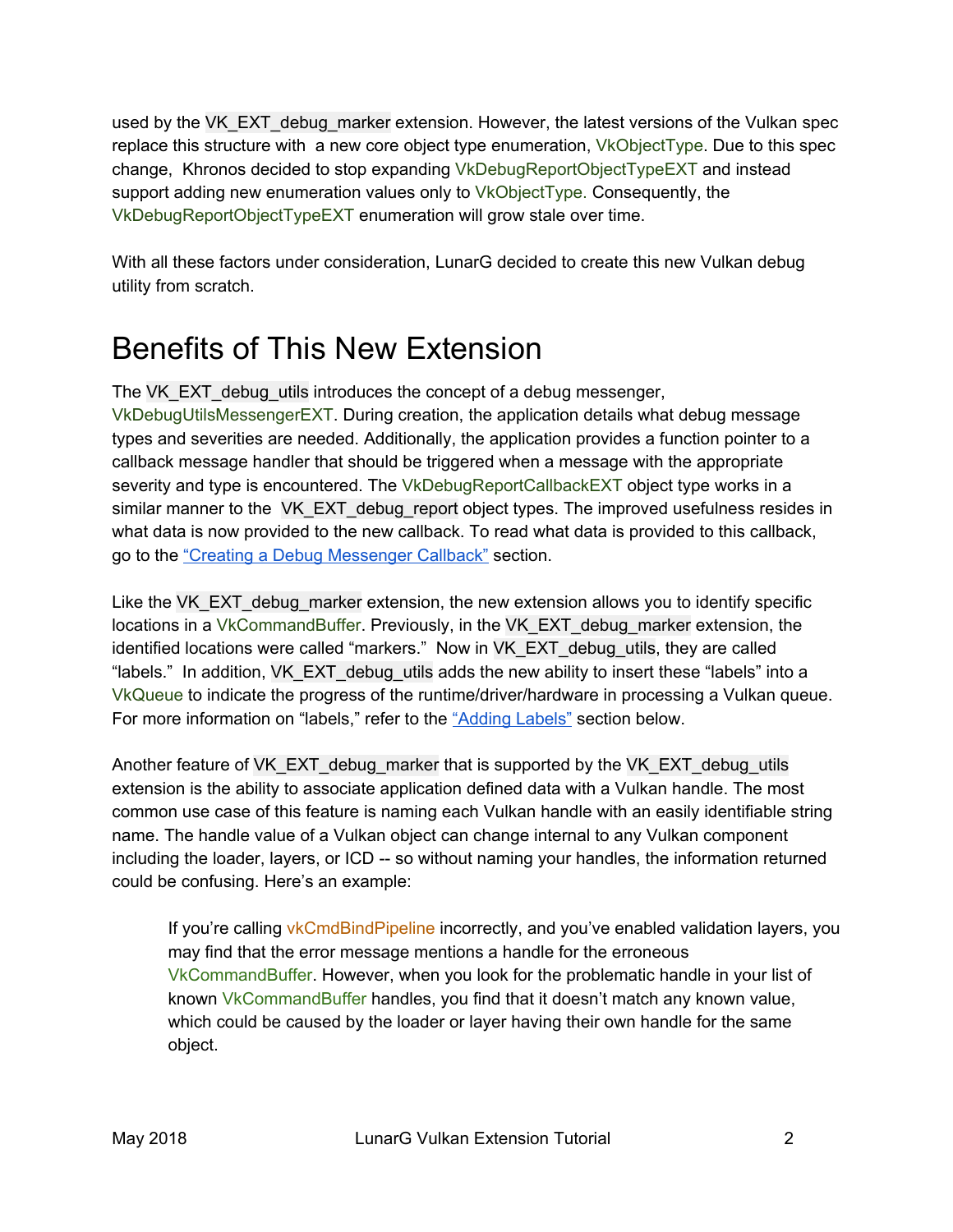used by the VK_EXT_debug_marker extension. However, the latest versions of the Vulkan spec replace this structure with a new core object type enumeration, VkObjectType. Due to this spec change, Khronos decided to stop expanding VkDebugReportObjectTypeEXT and instead support adding new enumeration values only to VkObjectType. Consequently, the VkDebugReportObjectTypeEXT enumeration will grow stale over time.

With all these factors under consideration, LunarG decided to create this new Vulkan debug utility from scratch.

# Benefits of This New Extension

The VK_EXT_debug_utils introduces the concept of a debug messenger, VkDebugUtilsMessengerEXT. During creation, the application details what debug message types and severities are needed. Additionally, the application provides a function pointer to a callback message handler that should be triggered when a message with the appropriate severity and type is encountered. The VkDebugReportCallbackEXT object type works in a similar manner to the VK_EXT_debug_report object types. The improved usefulness resides in what data is now provided to the new callback. To read what data is provided to this callback, go to the [“Creating a Debug Messenger Callback”](#) section.

Like the VK_EXT_debug_marker extension, the new extension allows you to identify specific locations in a VkCommandBuffer. Previously, in the VK_EXT_debug_marker extension, the identified locations were called “markers.” Now in VK_EXT_debug_utils, they are called “labels.” In addition, VK_EXT_debug_utils adds the new ability to insert these “labels” into a VkQueue to indicate the progress of the runtime/driver/hardware in processing a Vulkan queue. For more information on “labels,” refer to the [“Adding Labels”](#) section below.

Another feature of VK_EXT_debug_marker that is supported by the VK_EXT_debug_utils extension is the ability to associate application defined data with a Vulkan handle. The most common use case of this feature is naming each Vulkan handle with an easily identifiable string name. The handle value of a Vulkan object can change internal to any Vulkan component including the loader, layers, or ICD -- so without naming your handles, the information returned could be confusing. Here’s an example:

> If you’re calling vkCmdBindPipeline incorrectly, and you’ve enabled validation layers, you may find that the error message mentions a handle for the erroneous VkCommandBuffer. However, when you look for the problematic handle in your list of known VkCommandBuffer handles, you find that it doesn’t match any known value, which could be caused by the loader or layer having their own handle for the same object.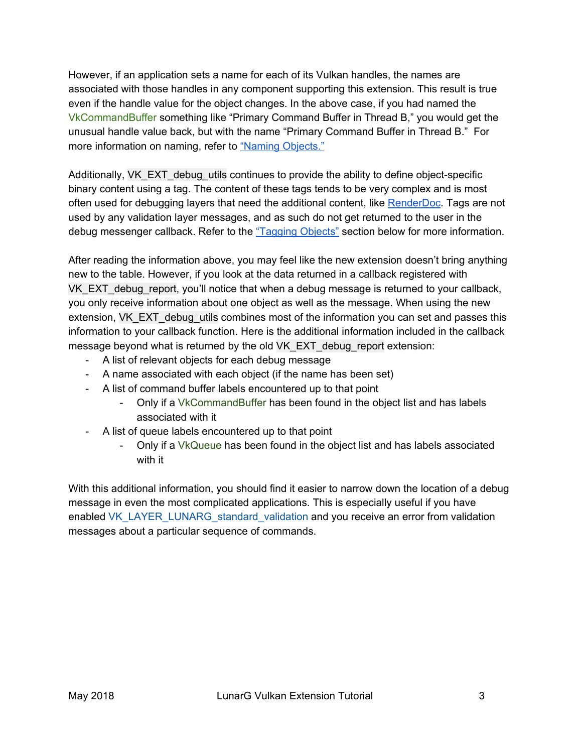However, if an application sets a name for each of its Vulkan handles, the names are associated with those handles in any component supporting this extension. This result is true even if the handle value for the object changes. In the above case, if you had named the VkCommandBuffer something like "Primary Command Buffer in Thread B," you would get the unusual handle value back, but with the name "Primary Command Buffer in Thread B." For more information on naming, refer to "Naming Objects."

Additionally, VK_EXT_debug_utils continues to provide the ability to define object-specific binary content using a tag. The content of these tags tends to be very complex and is most often used for debugging layers that need the additional content, like RenderDoc. Tags are not used by any validation layer messages, and as such do not get returned to the user in the debug messenger callback. Refer to the "Tagging Objects" section below for more information.

After reading the information above, you may feel like the new extension doesn't bring anything new to the table. However, if you look at the data returned in a callback registered with VK_EXT_debug_report, you'll notice that when a debug message is returned to your callback, you only receive information about one object as well as the message. When using the new extension, VK_EXT_debug_utils combines most of the information you can set and passes this information to your callback function. Here is the additional information included in the callback message beyond what is returned by the old VK_EXT_debug_report extension:

- A list of relevant objects for each debug message
- A name associated with each object (if the name has been set)
- A list of command buffer labels encountered up to that point
    - Only if a VkCommandBuffer has been found in the object list and has labels associated with it
- A list of queue labels encountered up to that point
    - Only if a VkQueue has been found in the object list and has labels associated with it

With this additional information, you should find it easier to narrow down the location of a debug message in even the most complicated applications. This is especially useful if you have enabled VK_LAYER_LUNARG_standard_validation and you receive an error from validation messages about a particular sequence of commands.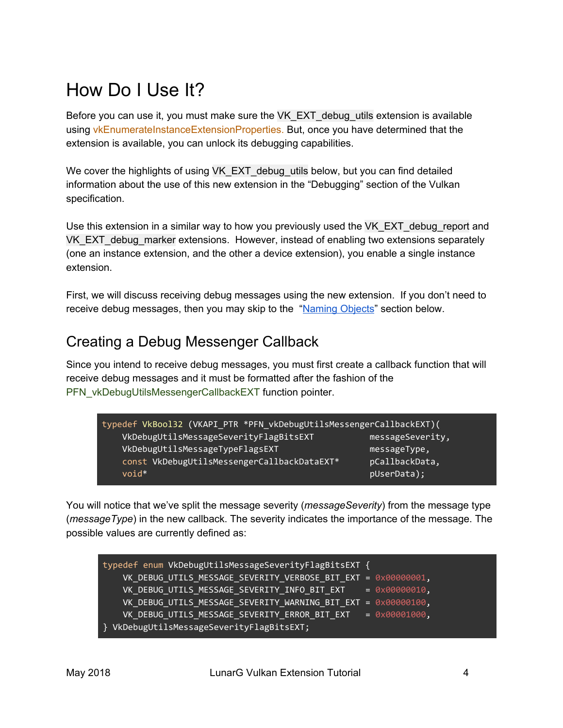# How Do I Use It?

Before you can use it, you must make sure the VK_EXT_debug_utils extension is available using vkEnumerateInstanceExtensionProperties. But, once you have determined that the extension is available, you can unlock its debugging capabilities.

We cover the highlights of using VK_EXT_debug_utils below, but you can find detailed information about the use of this new extension in the "Debugging" section of the Vulkan specification.

Use this extension in a similar way to how you previously used the VK_EXT_debug_report and VK_EXT_debug_marker extensions. However, instead of enabling two extensions separately (one an instance extension, and the other a device extension), you enable a single instance extension.

First, we will discuss receiving debug messages using the new extension. If you don't need to receive debug messages, then you may skip to the "Naming Objects" section below.

## Creating a Debug Messenger Callback

Since you intend to receive debug messages, you must first create a callback function that will receive debug messages and it must be formatted after the fashion of the PFN_vkDebugUtilsMessengerCallbackEXT function pointer.

```
typedef VkBool32 (VKAPI_PTR *PFN_vkDebugUtilsMessengerCallbackEXT)(
    VkDebugUtilsMessageSeverityFlagBitsEXT           messageSeverity,
    VkDebugUtilsMessageTypeFlagsEXT                  messageType,
    const VkDebugUtilsMessengerCallbackDataEXT*      pCallbackData,
    void*                                            pUserData);
```

You will notice that we've split the message severity (*messageSeverity*) from the message type (*messageType*) in the new callback. The severity indicates the importance of the message. The possible values are currently defined as:

```
typedef enum VkDebugUtilsMessageSeverityFlagBitsEXT {
    VK_DEBUG_UTILS_MESSAGE_SEVERITY_VERBOSE_BIT_EXT = 0x00000001,
    VK_DEBUG_UTILS_MESSAGE_SEVERITY_INFO_BIT_EXT    = 0x00000010,
    VK_DEBUG_UTILS_MESSAGE_SEVERITY_WARNING_BIT_EXT = 0x00000100,
    VK_DEBUG_UTILS_MESSAGE_SEVERITY_ERROR_BIT_EXT   = 0x00001000,
} VkDebugUtilsMessageSeverityFlagBitsEXT;
```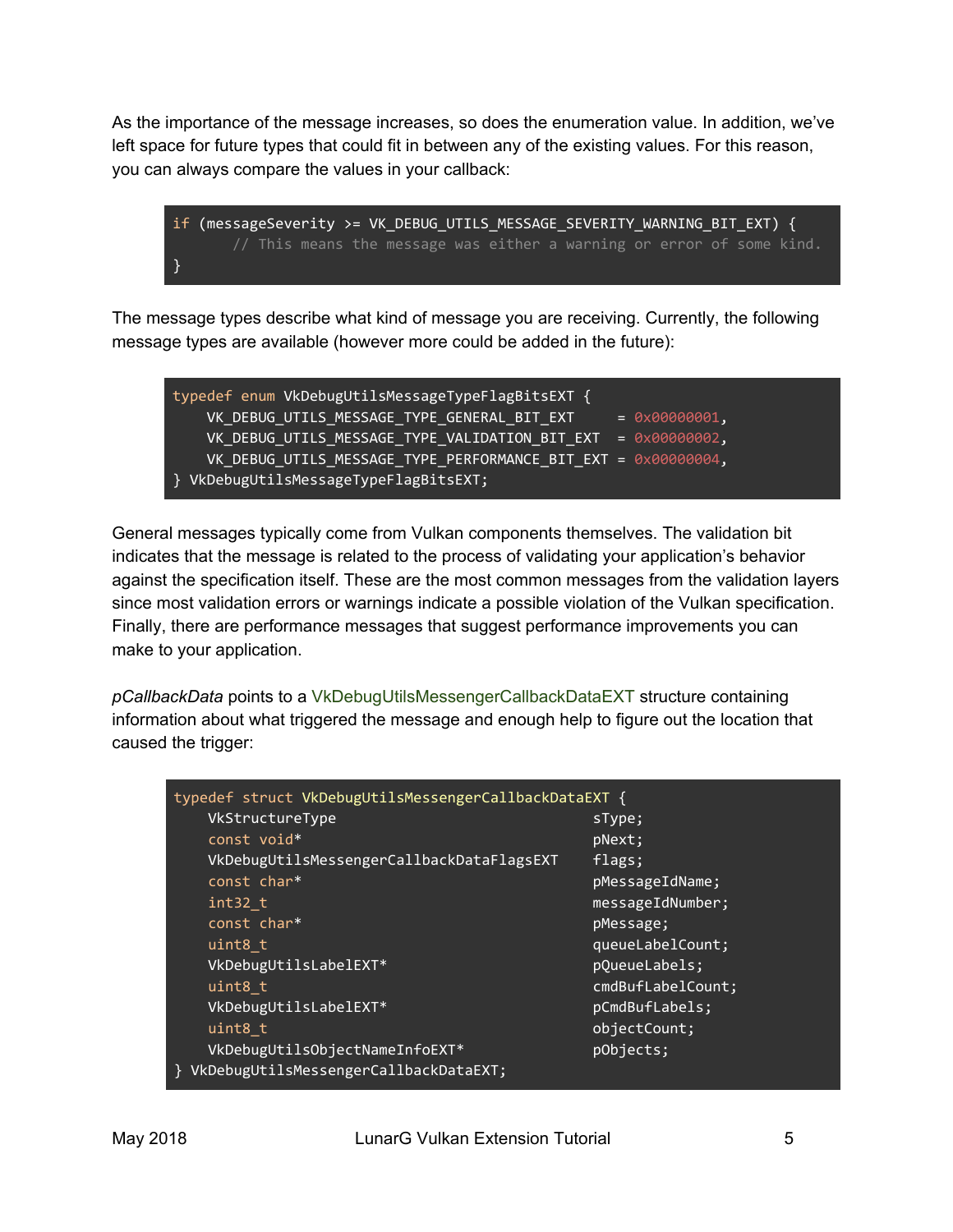As the importance of the message increases, so does the enumeration value. In addition, we've left space for future types that could fit in between any of the existing values. For this reason, you can always compare the values in your callback:

```
if (messageSeverity >= VK_DEBUG_UTILS_MESSAGE_SEVERITY_WARNING_BIT_EXT) {
       // This means the message was either a warning or error of some kind.
}
```

The message types describe what kind of message you are receiving. Currently, the following message types are available (however more could be added in the future):

```
typedef enum VkDebugUtilsMessageTypeFlagBitsEXT {
    VK_DEBUG_UTILS_MESSAGE_TYPE_GENERAL_BIT_EXT     = 0x00000001,
    VK_DEBUG_UTILS_MESSAGE_TYPE_VALIDATION_BIT_EXT  = 0x00000002,
    VK_DEBUG_UTILS_MESSAGE_TYPE_PERFORMANCE_BIT_EXT = 0x00000004,
} VkDebugUtilsMessageTypeFlagBitsEXT;
```

General messages typically come from Vulkan components themselves. The validation bit indicates that the message is related to the process of validating your application's behavior against the specification itself. These are the most common messages from the validation layers since most validation errors or warnings indicate a possible violation of the Vulkan specification. Finally, there are performance messages that suggest performance improvements you can make to your application.

*pCallbackData* points to a VkDebugUtilsMessengerCallbackDataEXT structure containing information about what triggered the message and enough help to figure out the location that caused the trigger:

```
typedef struct VkDebugUtilsMessengerCallbackDataEXT {
    VkStructureType                              sType;
    const void*                                  pNext;
    VkDebugUtilsMessengerCallbackDataFlagsEXT    flags;
    const char*                                  pMessageIdName;
    int32_t                                      messageIdNumber;
    const char*                                  pMessage;
    uint8_t                                      queueLabelCount;
    VkDebugUtilsLabelEXT*                        pQueueLabels;
    uint8_t                                      cmdBufLabelCount;
    VkDebugUtilsLabelEXT*                        pCmdBufLabels;
    uint8_t                                      objectCount;
    VkDebugUtilsObjectNameInfoEXT*               pObjects;
} VkDebugUtilsMessengerCallbackDataEXT;
```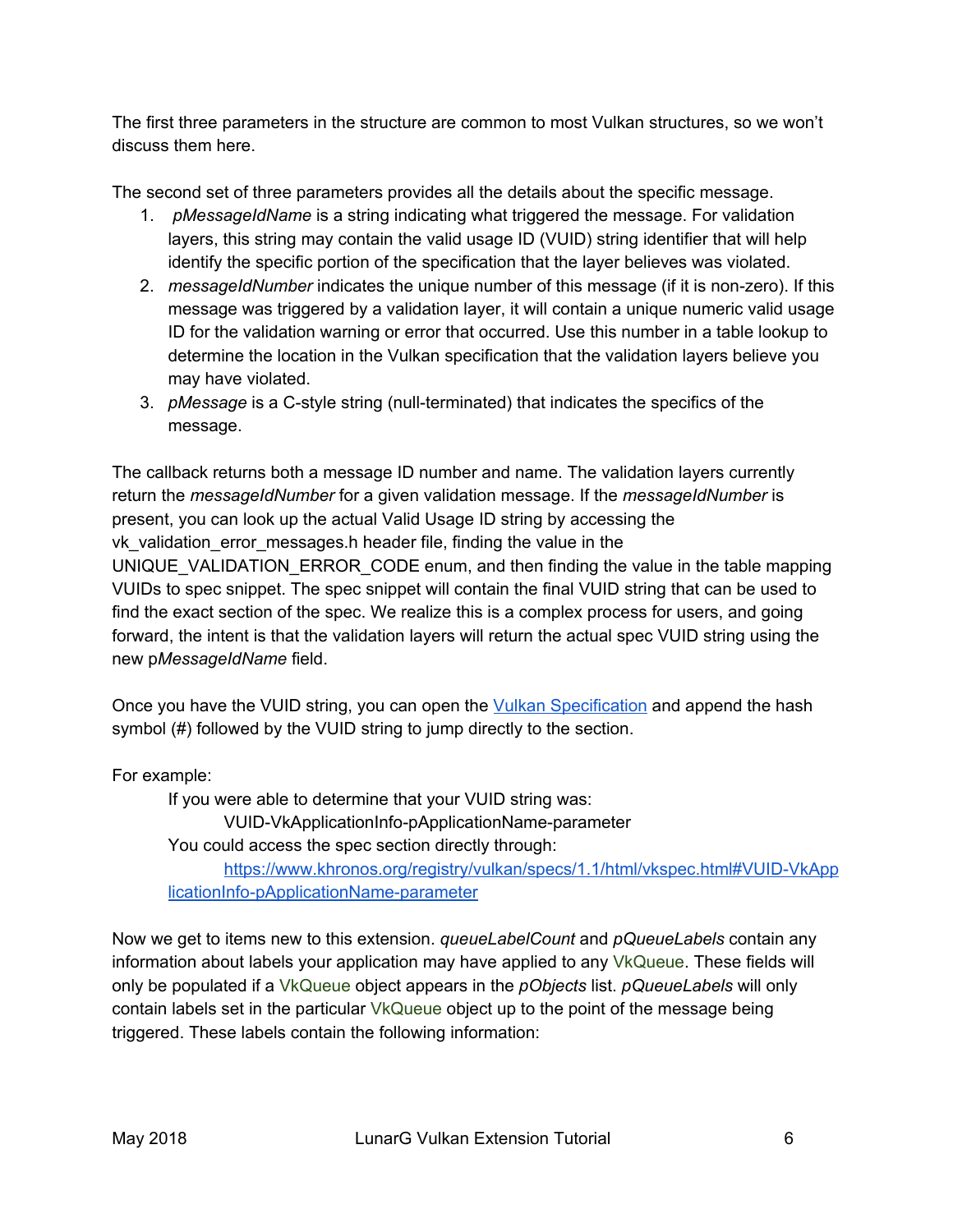The first three parameters in the structure are common to most Vulkan structures, so we won't discuss them here.

The second set of three parameters provides all the details about the specific message.

1. *pMessageIdName* is a string indicating what triggered the message. For validation layers, this string may contain the valid usage ID (VUID) string identifier that will help identify the specific portion of the specification that the layer believes was violated.
2. *messageIdNumber* indicates the unique number of this message (if it is non-zero). If this message was triggered by a validation layer, it will contain a unique numeric valid usage ID for the validation warning or error that occurred. Use this number in a table lookup to determine the location in the Vulkan specification that the validation layers believe you may have violated.
3. *pMessage* is a C-style string (null-terminated) that indicates the specifics of the message.

The callback returns both a message ID number and name. The validation layers currently return the *messageIdNumber* for a given validation message. If the *messageIdNumber* is present, you can look up the actual Valid Usage ID string by accessing the vk_validation_error_messages.h header file, finding the value in the UNIQUE_VALIDATION_ERROR_CODE enum, and then finding the value in the table mapping VUIDs to spec snippet. The spec snippet will contain the final VUID string that can be used to find the exact section of the spec. We realize this is a complex process for users, and going forward, the intent is that the validation layers will return the actual spec VUID string using the new p*MessageIdName* field.

Once you have the VUID string, you can open the [Vulkan Specification](https://www.khronos.org/registry/vulkan/specs/1.1/html/vkspec.html) and append the hash symbol (#) followed by the VUID string to jump directly to the section.

For example:

> If you were able to determine that your VUID string was:
>
> > VUID-VkApplicationInfo-pApplicationName-parameter
>
> You could access the spec section directly through:
>
> > [https://www.khronos.org/registry/vulkan/specs/1.1/html/vkspec.html#VUID-VkApplicationInfo-pApplicationName-parameter](https://www.khronos.org/registry/vulkan/specs/1.1/html/vkspec.html#VUID-VkApplicationInfo-pApplicationName-parameter)

Now we get to items new to this extension. *queueLabelCount* and *pQueueLabels* contain any information about labels your application may have applied to any VkQueue. These fields will only be populated if a VkQueue object appears in the *pObjects* list. *pQueueLabels* will only contain labels set in the particular VkQueue object up to the point of the message being triggered. These labels contain the following information: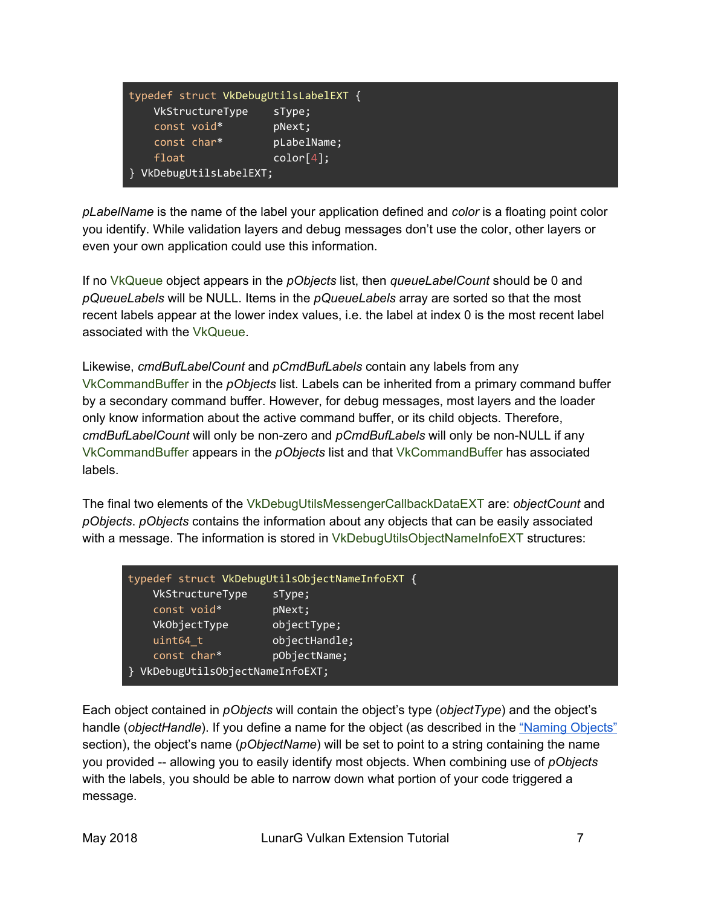```
typedef struct VkDebugUtilsLabelEXT {
    VkStructureType    sType;
    const void*        pNext;
    const char*        pLabelName;
    float              color[4];
} VkDebugUtilsLabelEXT;
```

*pLabelName* is the name of the label your application defined and *color* is a floating point color you identify. While validation layers and debug messages don't use the color, other layers or even your own application could use this information.

If no VkQueue object appears in the *pObjects* list, then *queueLabelCount* should be 0 and *pQueueLabels* will be NULL. Items in the *pQueueLabels* array are sorted so that the most recent labels appear at the lower index values, i.e. the label at index 0 is the most recent label associated with the VkQueue.

Likewise, *cmdBufLabelCount* and *pCmdBufLabels* contain any labels from any VkCommandBuffer in the *pObjects* list. Labels can be inherited from a primary command buffer by a secondary command buffer. However, for debug messages, most layers and the loader only know information about the active command buffer, or its child objects. Therefore, *cmdBufLabelCount* will only be non-zero and *pCmdBufLabels* will only be non-NULL if any VkCommandBuffer appears in the *pObjects* list and that VkCommandBuffer has associated labels.

The final two elements of the VkDebugUtilsMessengerCallbackDataEXT are: *objectCount* and *pObjects*. *pObjects* contains the information about any objects that can be easily associated with a message. The information is stored in VkDebugUtilsObjectNameInfoEXT structures:

```
typedef struct VkDebugUtilsObjectNameInfoEXT {
    VkStructureType    sType;
    const void*        pNext;
    VkObjectType       objectType;
    uint64_t           objectHandle;
    const char*        pObjectName;
} VkDebugUtilsObjectNameInfoEXT;
```

Each object contained in *pObjects* will contain the object's type (*objectType*) and the object's handle (*objectHandle*). If you define a name for the object (as described in the "Naming Objects" section), the object's name (*pObjectName*) will be set to point to a string containing the name you provided -- allowing you to easily identify most objects. When combining use of *pObjects* with the labels, you should be able to narrow down what portion of your code triggered a message.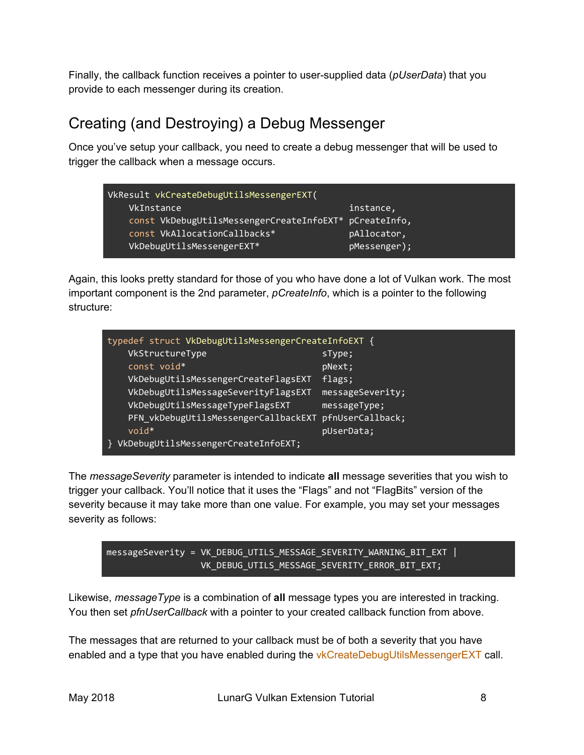Finally, the callback function receives a pointer to user-supplied data (*pUserData*) that you provide to each messenger during its creation.

## Creating (and Destroying) a Debug Messenger

Once you've setup your callback, you need to create a debug messenger that will be used to trigger the callback when a message occurs.

```
VkResult vkCreateDebugUtilsMessengerEXT(
    VkInstance                                  instance,
    const VkDebugUtilsMessengerCreateInfoEXT* pCreateInfo,
    const VkAllocationCallbacks*                pAllocator,
    VkDebugUtilsMessengerEXT*                   pMessenger);
```

Again, this looks pretty standard for those of you who have done a lot of Vulkan work. The most important component is the 2nd parameter, *pCreateInfo*, which is a pointer to the following structure:

```
typedef struct VkDebugUtilsMessengerCreateInfoEXT {
    VkStructureType                      sType;
    const void*                          pNext;
    VkDebugUtilsMessengerCreateFlagsEXT  flags;
    VkDebugUtilsMessageSeverityFlagsEXT  messageSeverity;
    VkDebugUtilsMessageTypeFlagsEXT      messageType;
    PFN_vkDebugUtilsMessengerCallbackEXT pfnUserCallback;
    void*                                pUserData;
} VkDebugUtilsMessengerCreateInfoEXT;
```

The *messageSeverity* parameter is intended to indicate **all** message severities that you wish to trigger your callback. You'll notice that it uses the "Flags" and not "FlagBits" version of the severity because it may take more than one value. For example, you may set your messages severity as follows:

```
messageSeverity = VK_DEBUG_UTILS_MESSAGE_SEVERITY_WARNING_BIT_EXT |
                  VK_DEBUG_UTILS_MESSAGE_SEVERITY_ERROR_BIT_EXT;
```

Likewise, *messageType* is a combination of **all** message types you are interested in tracking. You then set *pfnUserCallback* with a pointer to your created callback function from above.

The messages that are returned to your callback must be of both a severity that you have enabled and a type that you have enabled during the vkCreateDebugUtilsMessengerEXT call.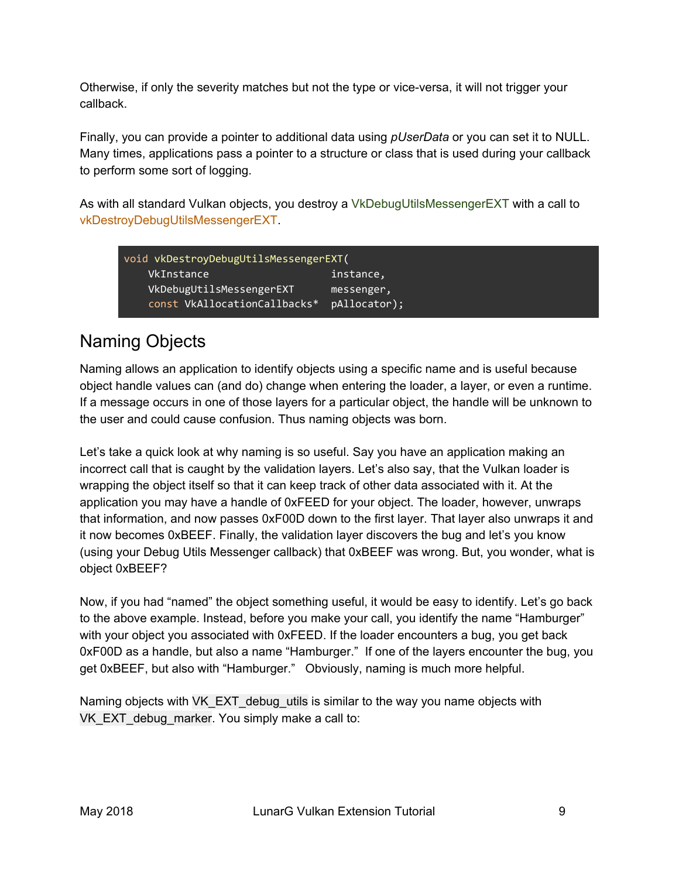Otherwise, if only the severity matches but not the type or vice-versa, it will not trigger your callback.

Finally, you can provide a pointer to additional data using *pUserData* or you can set it to NULL. Many times, applications pass a pointer to a structure or class that is used during your callback to perform some sort of logging.

As with all standard Vulkan objects, you destroy a VkDebugUtilsMessengerEXT with a call to vkDestroyDebugUtilsMessengerEXT.

```
void vkDestroyDebugUtilsMessengerEXT(
    VkInstance                    instance,
    VkDebugUtilsMessengerEXT      messenger,
    const VkAllocationCallbacks*  pAllocator);
```

## Naming Objects

Naming allows an application to identify objects using a specific name and is useful because object handle values can (and do) change when entering the loader, a layer, or even a runtime. If a message occurs in one of those layers for a particular object, the handle will be unknown to the user and could cause confusion. Thus naming objects was born.

Let's take a quick look at why naming is so useful. Say you have an application making an incorrect call that is caught by the validation layers. Let's also say, that the Vulkan loader is wrapping the object itself so that it can keep track of other data associated with it. At the application you may have a handle of 0xFEED for your object. The loader, however, unwraps that information, and now passes 0xF00D down to the first layer. That layer also unwraps it and it now becomes 0xBEEF. Finally, the validation layer discovers the bug and let's you know (using your Debug Utils Messenger callback) that 0xBEEF was wrong. But, you wonder, what is object 0xBEEF?

Now, if you had "named" the object something useful, it would be easy to identify. Let's go back to the above example. Instead, before you make your call, you identify the name "Hamburger" with your object you associated with 0xFEED. If the loader encounters a bug, you get back 0xF00D as a handle, but also a name "Hamburger." If one of the layers encounter the bug, you get 0xBEEF, but also with "Hamburger." Obviously, naming is much more helpful.

Naming objects with `VK_EXT_debug_utils` is similar to the way you name objects with `VK_EXT_debug_marker`. You simply make a call to: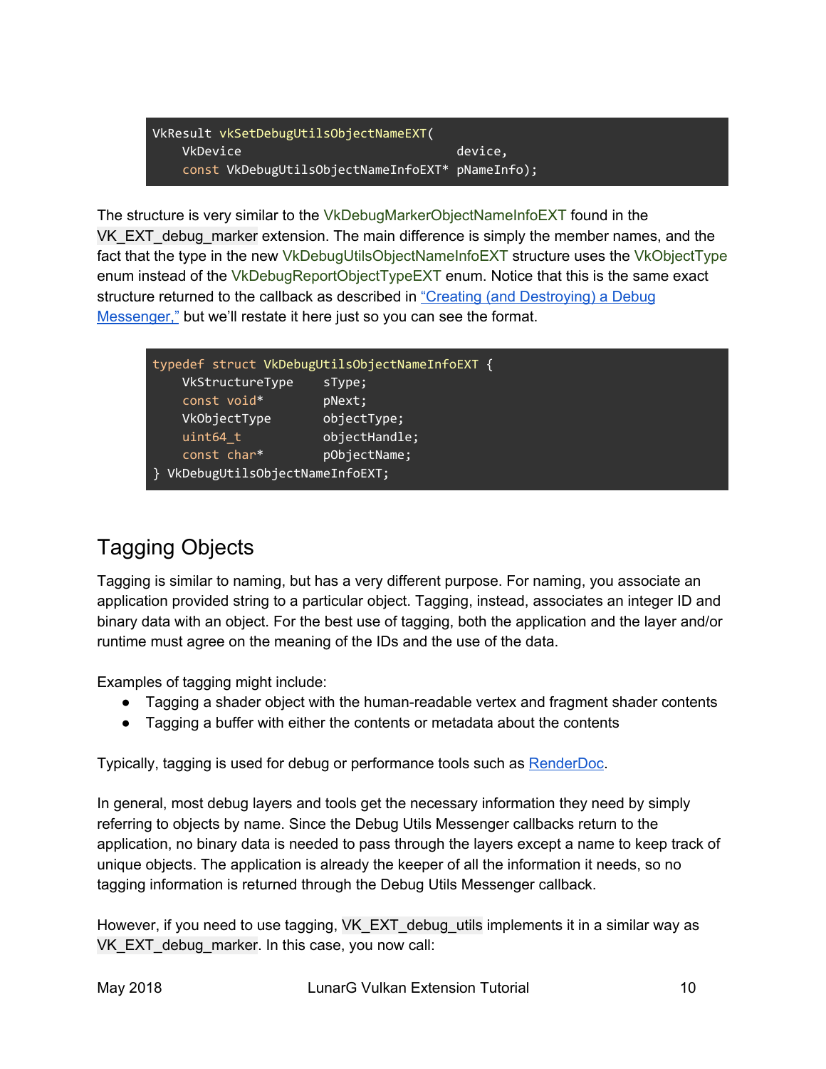```
VkResult vkSetDebugUtilsObjectNameEXT(
    VkDevice                              device,
    const VkDebugUtilsObjectNameInfoEXT* pNameInfo);
```

The structure is very similar to the VkDebugMarkerObjectNameInfoEXT found in the VK_EXT_debug_marker extension. The main difference is simply the member names, and the fact that the type in the new VkDebugUtilsObjectNameInfoEXT structure uses the VkObjectType enum instead of the VkDebugReportObjectTypeEXT enum. Notice that this is the same exact structure returned to the callback as described in "Creating (and Destroying) a Debug Messenger," but we'll restate it here just so you can see the format.

```
typedef struct VkDebugUtilsObjectNameInfoEXT {
    VkStructureType    sType;
    const void*        pNext;
    VkObjectType       objectType;
    uint64_t           objectHandle;
    const char*        pObjectName;
} VkDebugUtilsObjectNameInfoEXT;
```

## Tagging Objects

Tagging is similar to naming, but has a very different purpose. For naming, you associate an application provided string to a particular object. Tagging, instead, associates an integer ID and binary data with an object. For the best use of tagging, both the application and the layer and/or runtime must agree on the meaning of the IDs and the use of the data.

Examples of tagging might include:

- Tagging a shader object with the human-readable vertex and fragment shader contents
- Tagging a buffer with either the contents or metadata about the contents

Typically, tagging is used for debug or performance tools such as RenderDoc.

In general, most debug layers and tools get the necessary information they need by simply referring to objects by name. Since the Debug Utils Messenger callbacks return to the application, no binary data is needed to pass through the layers except a name to keep track of unique objects. The application is already the keeper of all the information it needs, so no tagging information is returned through the Debug Utils Messenger callback.

However, if you need to use tagging, VK_EXT_debug_utils implements it in a similar way as VK_EXT_debug_marker. In this case, you now call: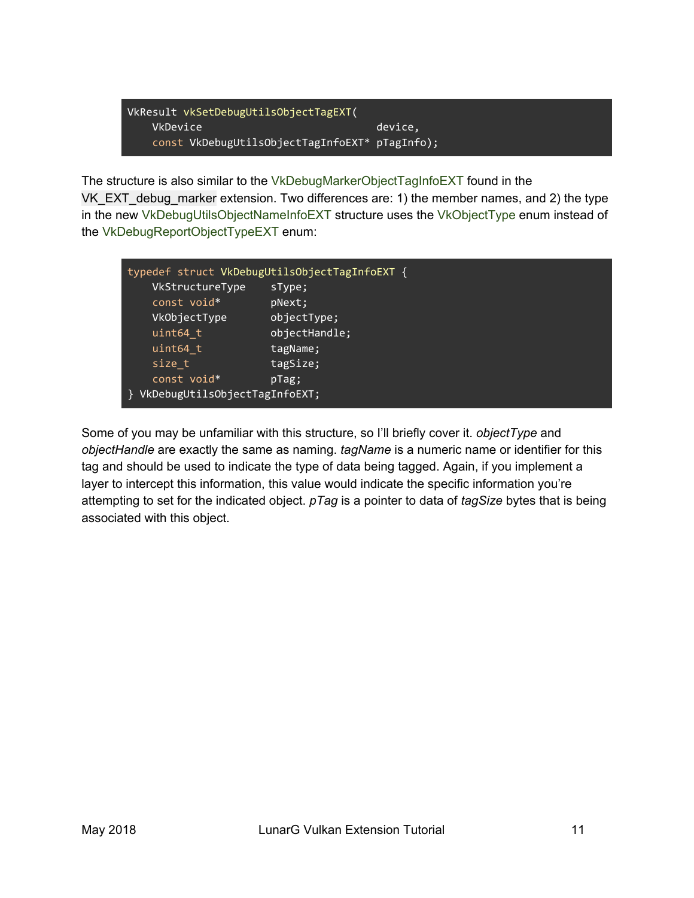```
VkResult vkSetDebugUtilsObjectTagEXT(
    VkDevice                         device,
    const VkDebugUtilsObjectTagInfoEXT* pTagInfo);
```

The structure is also similar to the VkDebugMarkerObjectTagInfoEXT found in the VK_EXT_debug_marker extension. Two differences are: 1) the member names, and 2) the type in the new VkDebugUtilsObjectNameInfoEXT structure uses the VkObjectType enum instead of the VkDebugReportObjectTypeEXT enum:

```
typedef struct VkDebugUtilsObjectTagInfoEXT {
    VkStructureType    sType;
    const void*        pNext;
    VkObjectType       objectType;
    uint64_t           objectHandle;
    uint64_t           tagName;
    size_t             tagSize;
    const void*        pTag;
} VkDebugUtilsObjectTagInfoEXT;
```

Some of you may be unfamiliar with this structure, so I'll briefly cover it. *objectType* and *objectHandle* are exactly the same as naming. *tagName* is a numeric name or identifier for this tag and should be used to indicate the type of data being tagged. Again, if you implement a layer to intercept this information, this value would indicate the specific information you're attempting to set for the indicated object. *pTag* is a pointer to data of *tagSize* bytes that is being associated with this object.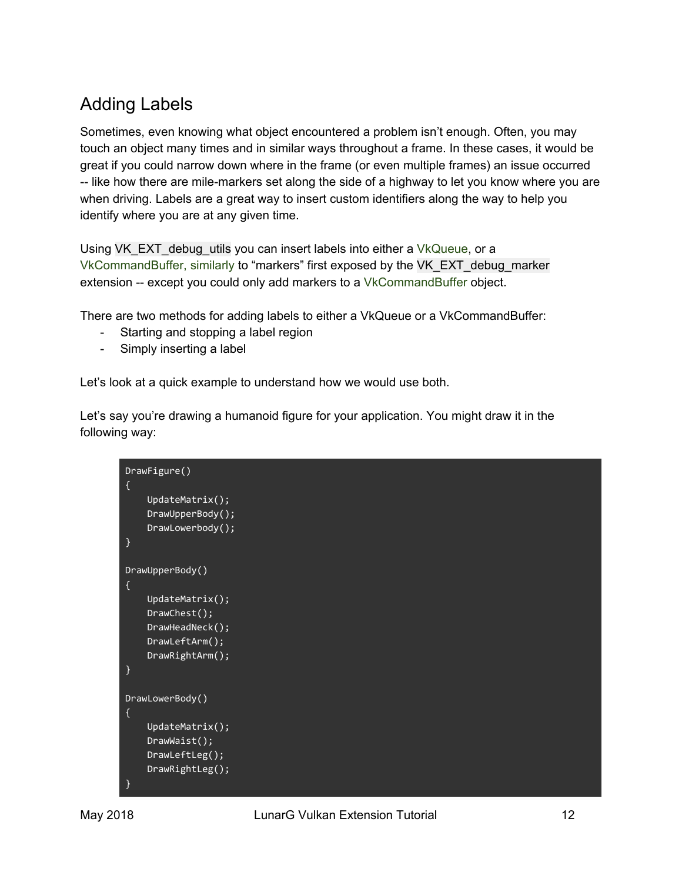## Adding Labels

Sometimes, even knowing what object encountered a problem isn't enough. Often, you may touch an object many times and in similar ways throughout a frame. In these cases, it would be great if you could narrow down where in the frame (or even multiple frames) an issue occurred -- like how there are mile-markers set along the side of a highway to let you know where you are when driving. Labels are a great way to insert custom identifiers along the way to help you identify where you are at any given time.

Using VK_EXT_debug_utils you can insert labels into either a VkQueue, or a VkCommandBuffer, similarly to "markers" first exposed by the VK_EXT_debug_marker extension -- except you could only add markers to a VkCommandBuffer object.

There are two methods for adding labels to either a VkQueue or a VkCommandBuffer:

- Starting and stopping a label region
- Simply inserting a label

Let's look at a quick example to understand how we would use both.

Let's say you're drawing a humanoid figure for your application. You might draw it in the following way:

```
DrawFigure()
{
    UpdateMatrix();
    DrawUpperBody();
    DrawLowerbody();
}

DrawUpperBody()
{
    UpdateMatrix();
    DrawChest();
    DrawHeadNeck();
    DrawLeftArm();
    DrawRightArm();
}

DrawLowerBody()
{
    UpdateMatrix();
    DrawWaist();
    DrawLeftLeg();
    DrawRightLeg();
}
```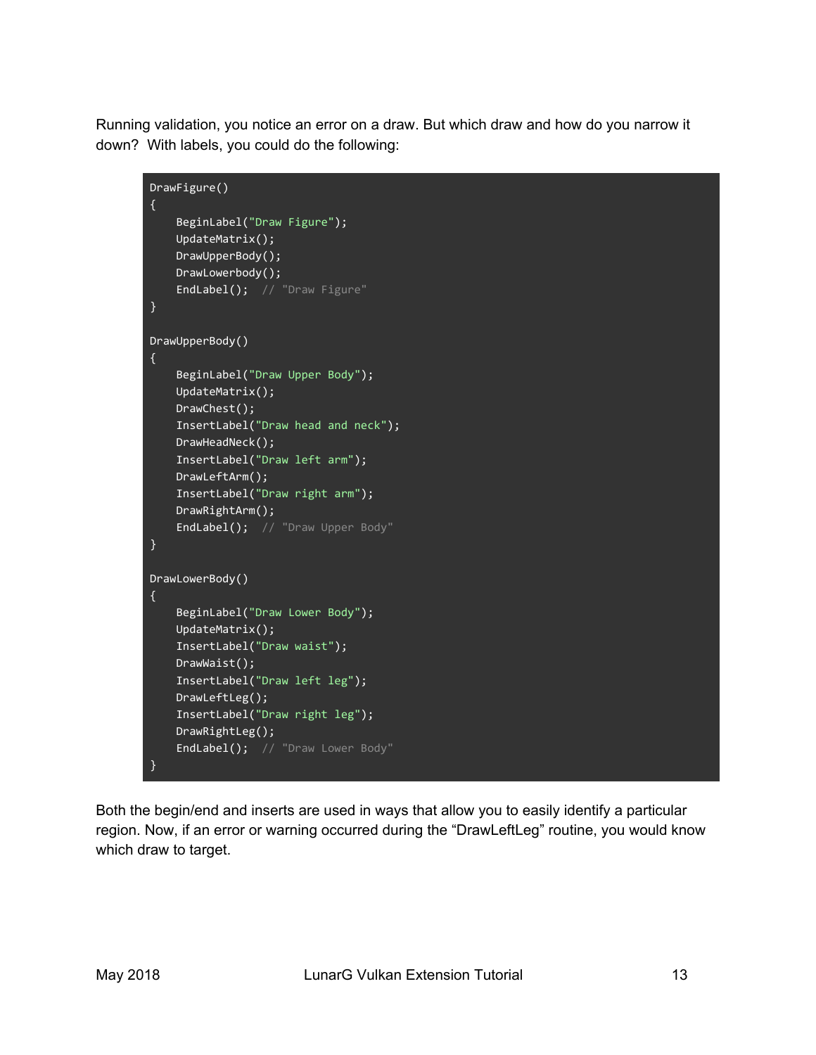Running validation, you notice an error on a draw. But which draw and how do you narrow it down? With labels, you could do the following:

```
DrawFigure()
{
    BeginLabel("Draw Figure");
    UpdateMatrix();
    DrawUpperBody();
    DrawLowerbody();
    EndLabel();  // "Draw Figure"
}

DrawUpperBody()
{
    BeginLabel("Draw Upper Body");
    UpdateMatrix();
    DrawChest();
    InsertLabel("Draw head and neck");
    DrawHeadNeck();
    InsertLabel("Draw left arm");
    DrawLeftArm();
    InsertLabel("Draw right arm");
    DrawRightArm();
    EndLabel();  // "Draw Upper Body"
}

DrawLowerBody()
{
    BeginLabel("Draw Lower Body");
    UpdateMatrix();
    InsertLabel("Draw waist");
    DrawWaist();
    InsertLabel("Draw left leg");
    DrawLeftLeg();
    InsertLabel("Draw right leg");
    DrawRightLeg();
    EndLabel();  // "Draw Lower Body"
}
```

Both the begin/end and inserts are used in ways that allow you to easily identify a particular region. Now, if an error or warning occurred during the "DrawLeftLeg" routine, you would know which draw to target.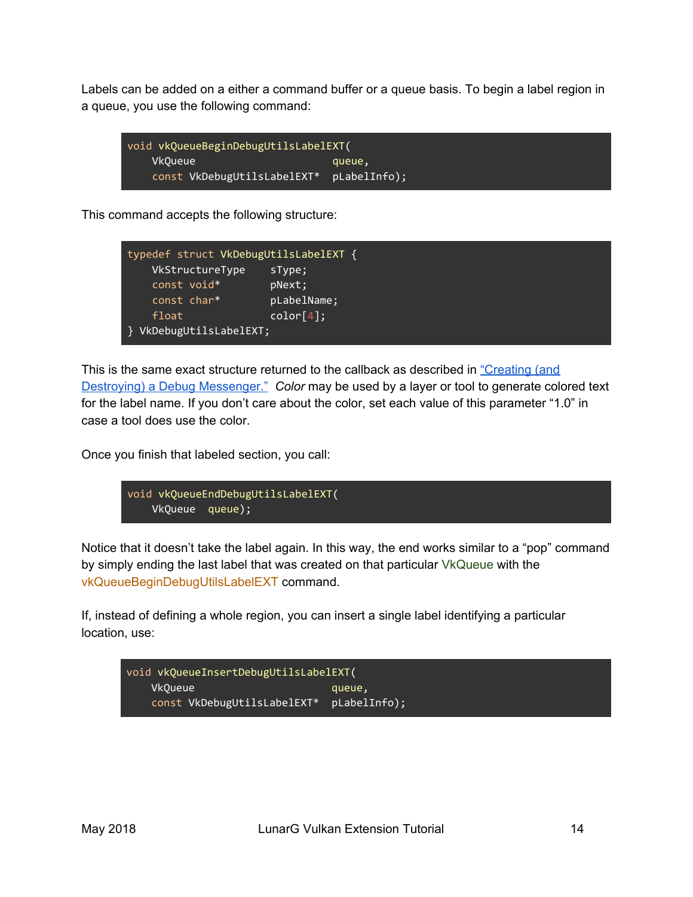Labels can be added on a either a command buffer or a queue basis. To begin a label region in a queue, you use the following command:

```
void vkQueueBeginDebugUtilsLabelEXT(
    VkQueue                      queue,
    const VkDebugUtilsLabelEXT*  pLabelInfo);
```

This command accepts the following structure:

```
typedef struct VkDebugUtilsLabelEXT {
    VkStructureType    sType;
    const void*        pNext;
    const char*        pLabelName;
    float              color[4];
} VkDebugUtilsLabelEXT;
```

This is the same exact structure returned to the callback as described in [“Creating (and Destroying) a Debug Messenger.”](#) *Color* may be used by a layer or tool to generate colored text for the label name. If you don’t care about the color, set each value of this parameter “1.0” in case a tool does use the color.

Once you finish that labeled section, you call:

```
void vkQueueEndDebugUtilsLabelEXT(
    VkQueue   queue);
```

Notice that it doesn’t take the label again. In this way, the end works similar to a “pop” command by simply ending the last label that was created on that particular VkQueue with the vkQueueBeginDebugUtilsLabelEXT command.

If, instead of defining a whole region, you can insert a single label identifying a particular location, use:

```
void vkQueueInsertDebugUtilsLabelEXT(
    VkQueue                      queue,
    const VkDebugUtilsLabelEXT*  pLabelInfo);
```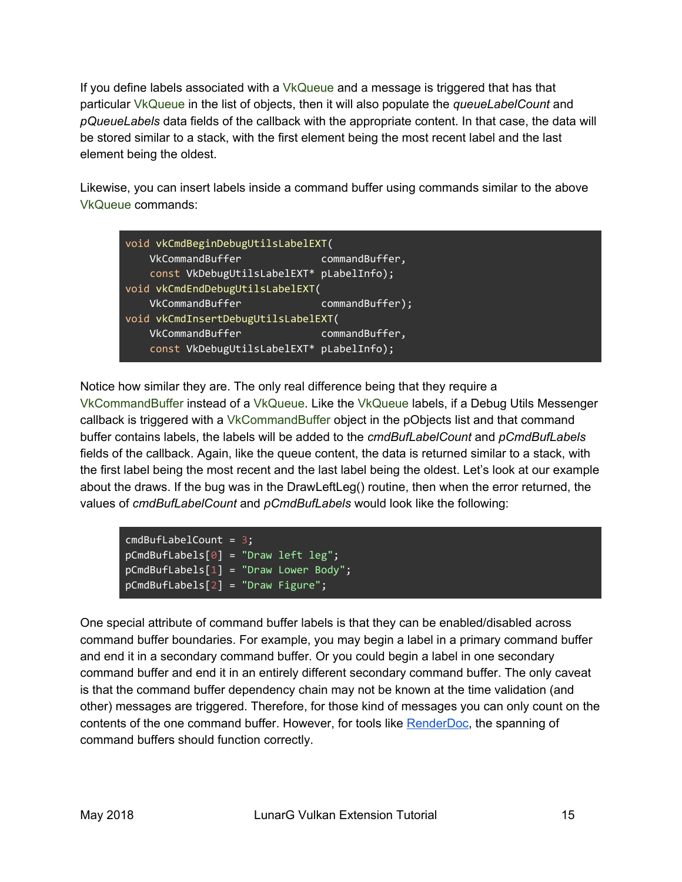If you define labels associated with a VkQueue and a message is triggered that has that particular VkQueue in the list of objects, then it will also populate the *queueLabelCount* and *pQueueLabels* data fields of the callback with the appropriate content. In that case, the data will be stored similar to a stack, with the first element being the most recent label and the last element being the oldest.

Likewise, you can insert labels inside a command buffer using commands similar to the above VkQueue commands:

```
void vkCmdBeginDebugUtilsLabelEXT(
    VkCommandBuffer             commandBuffer,
    const VkDebugUtilsLabelEXT* pLabelInfo);
void vkCmdEndDebugUtilsLabelEXT(
    VkCommandBuffer             commandBuffer);
void vkCmdInsertDebugUtilsLabelEXT(
    VkCommandBuffer             commandBuffer,
    const VkDebugUtilsLabelEXT* pLabelInfo);
```

Notice how similar they are. The only real difference being that they require a VkCommandBuffer instead of a VkQueue. Like the VkQueue labels, if a Debug Utils Messenger callback is triggered with a VkCommandBuffer object in the pObjects list and that command buffer contains labels, the labels will be added to the *cmdBufLabelCount* and *pCmdBufLabels* fields of the callback. Again, like the queue content, the data is returned similar to a stack, with the first label being the most recent and the last label being the oldest. Let's look at our example about the draws. If the bug was in the DrawLeftLeg() routine, then when the error returned, the values of *cmdBufLabelCount* and *pCmdBufLabels* would look like the following:

```
cmdBufLabelCount = 3;
pCmdBufLabels[0] = "Draw left leg";
pCmdBufLabels[1] = "Draw Lower Body";
pCmdBufLabels[2] = "Draw Figure";
```

One special attribute of command buffer labels is that they can be enabled/disabled across command buffer boundaries. For example, you may begin a label in a primary command buffer and end it in a secondary command buffer. Or you could begin a label in one secondary command buffer and end it in an entirely different secondary command buffer. The only caveat is that the command buffer dependency chain may not be known at the time validation (and other) messages are triggered. Therefore, for those kind of messages you can only count on the contents of the one command buffer. However, for tools like RenderDoc, the spanning of command buffers should function correctly.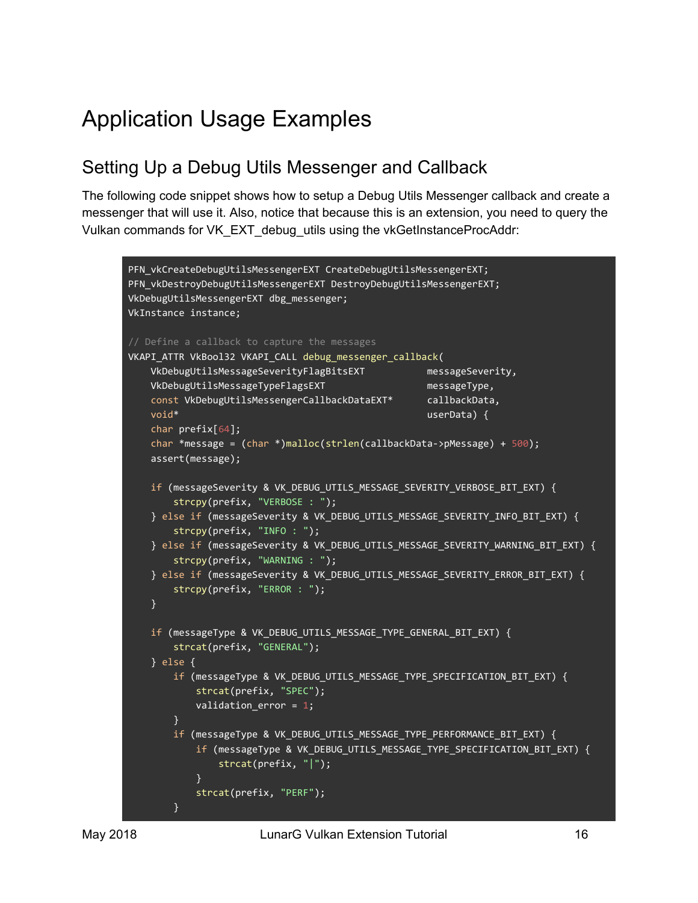# Application Usage Examples

## Setting Up a Debug Utils Messenger and Callback

The following code snippet shows how to setup a Debug Utils Messenger callback and create a messenger that will use it. Also, notice that because this is an extension, you need to query the Vulkan commands for VK_EXT_debug_utils using the vkGetInstanceProcAddr:

```
PFN_vkCreateDebugUtilsMessengerEXT CreateDebugUtilsMessengerEXT;
PFN_vkDestroyDebugUtilsMessengerEXT DestroyDebugUtilsMessengerEXT;
VkDebugUtilsMessengerEXT dbg_messenger;
VkInstance instance;

// Define a callback to capture the messages
VKAPI_ATTR VkBool32 VKAPI_CALL debug_messenger_callback(
    VkDebugUtilsMessageSeverityFlagBitsEXT           messageSeverity,
    VkDebugUtilsMessageTypeFlagsEXT                  messageType,
    const VkDebugUtilsMessengerCallbackDataEXT*      callbackData,
    void*                                            userData) {
    char prefix[64];
    char *message = (char *)malloc(strlen(callbackData->pMessage) + 500);
    assert(message);

    if (messageSeverity & VK_DEBUG_UTILS_MESSAGE_SEVERITY_VERBOSE_BIT_EXT) {
        strcpy(prefix, "VERBOSE : ");
    } else if (messageSeverity & VK_DEBUG_UTILS_MESSAGE_SEVERITY_INFO_BIT_EXT) {
        strcpy(prefix, "INFO : ");
    } else if (messageSeverity & VK_DEBUG_UTILS_MESSAGE_SEVERITY_WARNING_BIT_EXT) {
        strcpy(prefix, "WARNING : ");
    } else if (messageSeverity & VK_DEBUG_UTILS_MESSAGE_SEVERITY_ERROR_BIT_EXT) {
        strcpy(prefix, "ERROR : ");
    }

    if (messageType & VK_DEBUG_UTILS_MESSAGE_TYPE_GENERAL_BIT_EXT) {
        strcat(prefix, "GENERAL");
    } else {
        if (messageType & VK_DEBUG_UTILS_MESSAGE_TYPE_SPECIFICATION_BIT_EXT) {
            strcat(prefix, "SPEC");
            validation_error = 1;
        }
        if (messageType & VK_DEBUG_UTILS_MESSAGE_TYPE_PERFORMANCE_BIT_EXT) {
            if (messageType & VK_DEBUG_UTILS_MESSAGE_TYPE_SPECIFICATION_BIT_EXT) {
                strcat(prefix, "|");
            }
            strcat(prefix, "PERF");
        }
```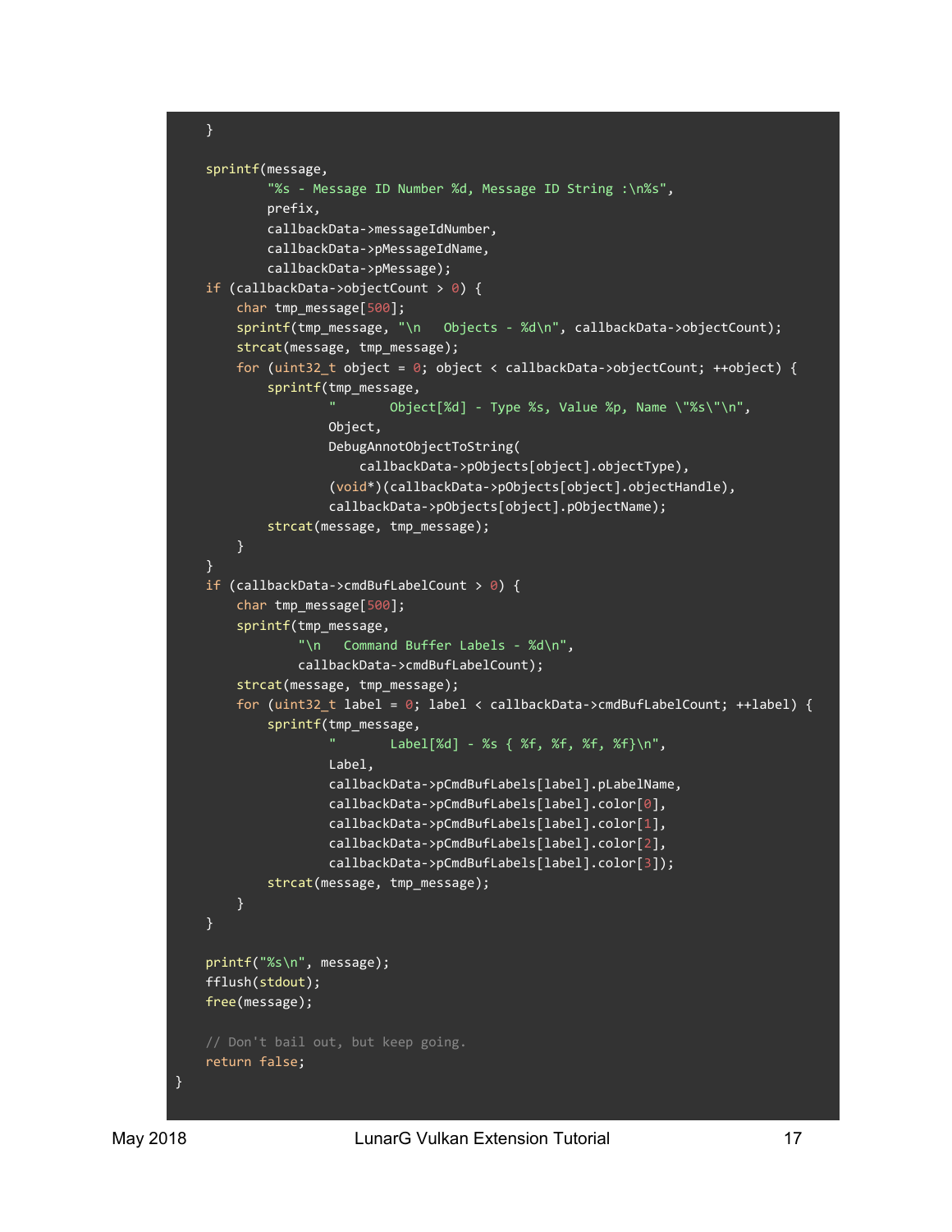```
    }

    sprintf(message,
            "%s - Message ID Number %d, Message ID String :\n%s",
            prefix,
            callbackData->messageIdNumber,
            callbackData->pMessageIdName,
            callbackData->pMessage);
    if (callbackData->objectCount > 0) {
        char tmp_message[500];
        sprintf(tmp_message, "\n   Objects - %d\n", callbackData->objectCount);
        strcat(message, tmp_message);
        for (uint32_t object = 0; object < callbackData->objectCount; ++object) {
            sprintf(tmp_message,
                    "       Object[%d] - Type %s, Value %p, Name \"%s\"\n",
                    Object,
                    DebugAnnotObjectToString(
                        callbackData->pObjects[object].objectType),
                    (void*)(callbackData->pObjects[object].objectHandle),
                    callbackData->pObjects[object].pObjectName);
            strcat(message, tmp_message);
        }
    }
    if (callbackData->cmdBufLabelCount > 0) {
        char tmp_message[500];
        sprintf(tmp_message,
                "\n   Command Buffer Labels - %d\n",
                callbackData->cmdBufLabelCount);
        strcat(message, tmp_message);
        for (uint32_t label = 0; label < callbackData->cmdBufLabelCount; ++label) {
            sprintf(tmp_message,
                    "       Label[%d] - %s { %f, %f, %f, %f}\n",
                    Label,
                    callbackData->pCmdBufLabels[label].pLabelName,
                    callbackData->pCmdBufLabels[label].color[0],
                    callbackData->pCmdBufLabels[label].color[1],
                    callbackData->pCmdBufLabels[label].color[2],
                    callbackData->pCmdBufLabels[label].color[3]);
            strcat(message, tmp_message);
        }
    }

    printf("%s\n", message);
    fflush(stdout);
    free(message);

    // Don't bail out, but keep going.
    return false;
}
```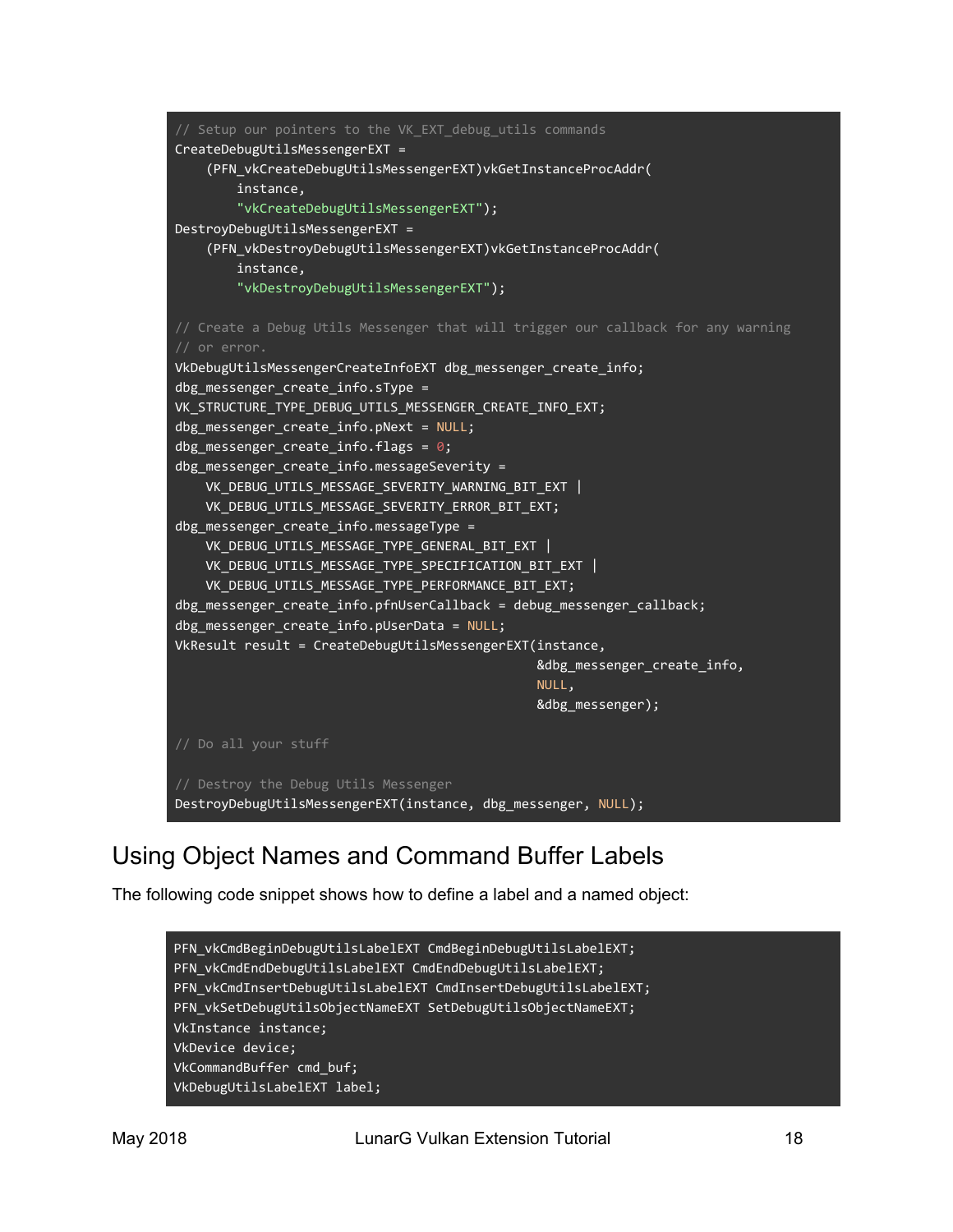```
// Setup our pointers to the VK_EXT_debug_utils commands
CreateDebugUtilsMessengerEXT =
    (PFN_vkCreateDebugUtilsMessengerEXT)vkGetInstanceProcAddr(
        instance,
        "vkCreateDebugUtilsMessengerEXT");
DestroyDebugUtilsMessengerEXT =
    (PFN_vkDestroyDebugUtilsMessengerEXT)vkGetInstanceProcAddr(
        instance,
        "vkDestroyDebugUtilsMessengerEXT");

// Create a Debug Utils Messenger that will trigger our callback for any warning
// or error.
VkDebugUtilsMessengerCreateInfoEXT dbg_messenger_create_info;
dbg_messenger_create_info.sType =
VK_STRUCTURE_TYPE_DEBUG_UTILS_MESSENGER_CREATE_INFO_EXT;
dbg_messenger_create_info.pNext = NULL;
dbg_messenger_create_info.flags = 0;
dbg_messenger_create_info.messageSeverity =
    VK_DEBUG_UTILS_MESSAGE_SEVERITY_WARNING_BIT_EXT |
    VK_DEBUG_UTILS_MESSAGE_SEVERITY_ERROR_BIT_EXT;
dbg_messenger_create_info.messageType =
    VK_DEBUG_UTILS_MESSAGE_TYPE_GENERAL_BIT_EXT |
    VK_DEBUG_UTILS_MESSAGE_TYPE_SPECIFICATION_BIT_EXT |
    VK_DEBUG_UTILS_MESSAGE_TYPE_PERFORMANCE_BIT_EXT;
dbg_messenger_create_info.pfnUserCallback = debug_messenger_callback;
dbg_messenger_create_info.pUserData = NULL;
VkResult result = CreateDebugUtilsMessengerEXT(instance,
                                               &dbg_messenger_create_info,
                                               NULL,
                                               &dbg_messenger);

// Do all your stuff

// Destroy the Debug Utils Messenger
DestroyDebugUtilsMessengerEXT(instance, dbg_messenger, NULL);
```

## Using Object Names and Command Buffer Labels

The following code snippet shows how to define a label and a named object:

```
PFN_vkCmdBeginDebugUtilsLabelEXT CmdBeginDebugUtilsLabelEXT;
PFN_vkCmdEndDebugUtilsLabelEXT CmdEndDebugUtilsLabelEXT;
PFN_vkCmdInsertDebugUtilsLabelEXT CmdInsertDebugUtilsLabelEXT;
PFN_vkSetDebugUtilsObjectNameEXT SetDebugUtilsObjectNameEXT;
VkInstance instance;
VkDevice device;
VkCommandBuffer cmd_buf;
VkDebugUtilsLabelEXT label;
```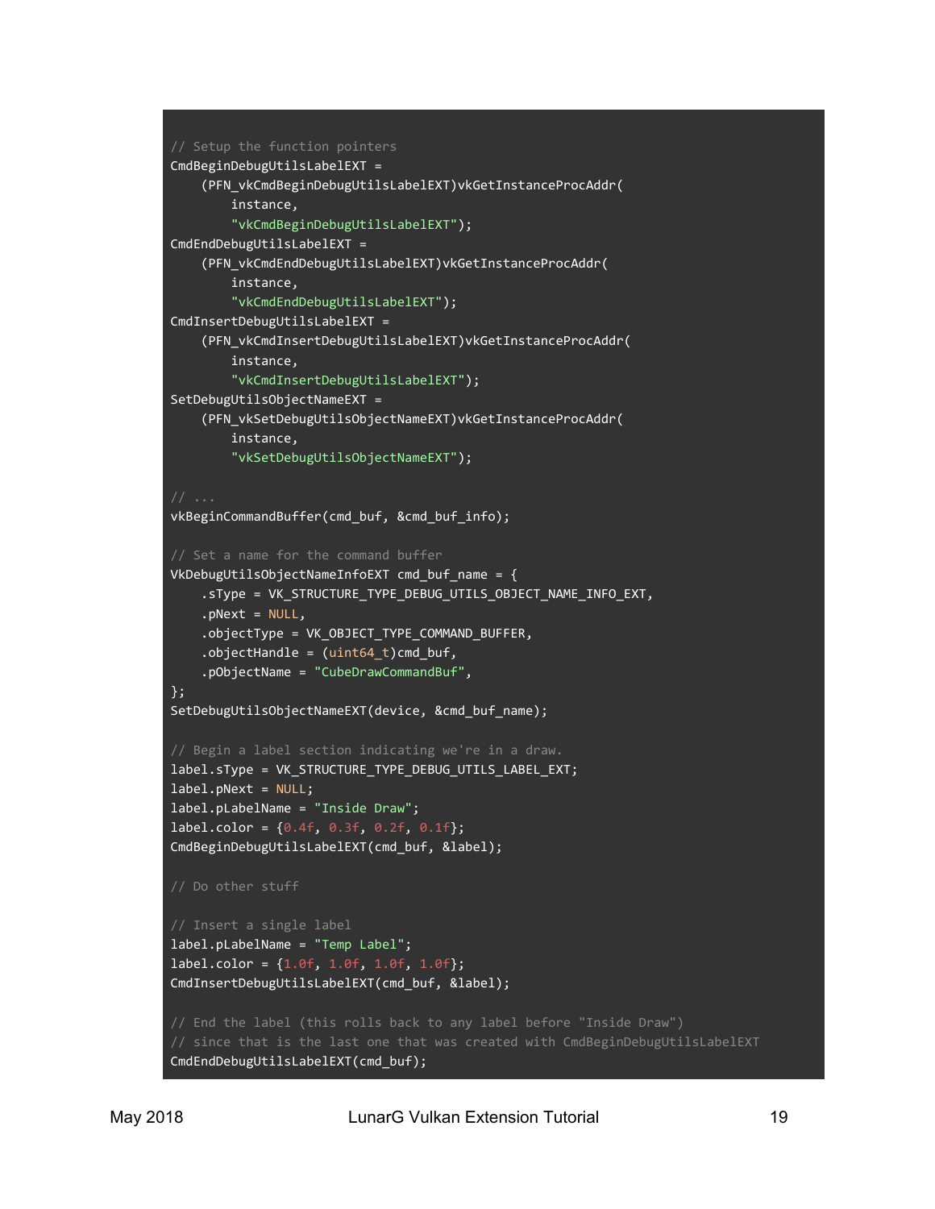```c
// Setup the function pointers
CmdBeginDebugUtilsLabelEXT =
    (PFN_vkCmdBeginDebugUtilsLabelEXT)vkGetInstanceProcAddr(
        instance,
        "vkCmdBeginDebugUtilsLabelEXT");
CmdEndDebugUtilsLabelEXT =
    (PFN_vkCmdEndDebugUtilsLabelEXT)vkGetInstanceProcAddr(
        instance,
        "vkCmdEndDebugUtilsLabelEXT");
CmdInsertDebugUtilsLabelEXT =
    (PFN_vkCmdInsertDebugUtilsLabelEXT)vkGetInstanceProcAddr(
        instance,
        "vkCmdInsertDebugUtilsLabelEXT");
SetDebugUtilsObjectNameEXT =
    (PFN_vkSetDebugUtilsObjectNameEXT)vkGetInstanceProcAddr(
        instance,
        "vkSetDebugUtilsObjectNameEXT");

// ...
vkBeginCommandBuffer(cmd_buf, &cmd_buf_info);

// Set a name for the command buffer
VkDebugUtilsObjectNameInfoEXT cmd_buf_name = {
    .sType = VK_STRUCTURE_TYPE_DEBUG_UTILS_OBJECT_NAME_INFO_EXT,
    .pNext = NULL,
    .objectType = VK_OBJECT_TYPE_COMMAND_BUFFER,
    .objectHandle = (uint64_t)cmd_buf,
    .pObjectName = "CubeDrawCommandBuf",
};
SetDebugUtilsObjectNameEXT(device, &cmd_buf_name);

// Begin a label section indicating we're in a draw.
label.sType = VK_STRUCTURE_TYPE_DEBUG_UTILS_LABEL_EXT;
label.pNext = NULL;
label.pLabelName = "Inside Draw";
label.color = {0.4f, 0.3f, 0.2f, 0.1f};
CmdBeginDebugUtilsLabelEXT(cmd_buf, &label);

// Do other stuff

// Insert a single label
label.pLabelName = "Temp Label";
label.color = {1.0f, 1.0f, 1.0f, 1.0f};
CmdInsertDebugUtilsLabelEXT(cmd_buf, &label);

// End the label (this rolls back to any label before "Inside Draw")
// since that is the last one that was created with CmdBeginDebugUtilsLabelEXT
CmdEndDebugUtilsLabelEXT(cmd_buf);
```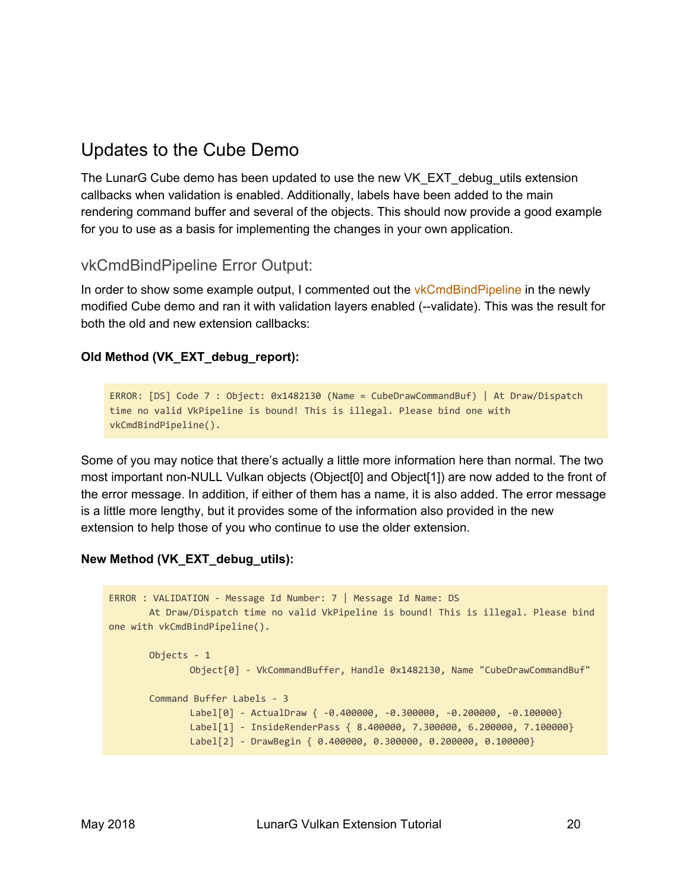## Updates to the Cube Demo

The LunarG Cube demo has been updated to use the new VK_EXT_debug_utils extension callbacks when validation is enabled. Additionally, labels have been added to the main rendering command buffer and several of the objects. This should now provide a good example for you to use as a basis for implementing the changes in your own application.

### vkCmdBindPipeline Error Output:

In order to show some example output, I commented out the vkCmdBindPipeline in the newly modified Cube demo and ran it with validation layers enabled (--validate). This was the result for both the old and new extension callbacks:

**Old Method (VK_EXT_debug_report):**

```
ERROR: [DS] Code 7 : Object: 0x1482130 (Name = CubeDrawCommandBuf) | At Draw/Dispatch
time no valid VkPipeline is bound! This is illegal. Please bind one with
vkCmdBindPipeline().
```

Some of you may notice that there's actually a little more information here than normal. The two most important non-NULL Vulkan objects (Object[0] and Object[1]) are now added to the front of the error message. In addition, if either of them has a name, it is also added. The error message is a little more lengthy, but it provides some of the information also provided in the new extension to help those of you who continue to use the older extension.

**New Method (VK_EXT_debug_utils):**

```
ERROR : VALIDATION - Message Id Number: 7 | Message Id Name: DS
        At Draw/Dispatch time no valid VkPipeline is bound! This is illegal. Please bind
one with vkCmdBindPipeline().

        Objects - 1
                Object[0] - VkCommandBuffer, Handle 0x1482130, Name "CubeDrawCommandBuf"

        Command Buffer Labels - 3
                Label[0] - ActualDraw { -0.400000, -0.300000, -0.200000, -0.100000}
                Label[1] - InsideRenderPass { 8.400000, 7.300000, 6.200000, 7.100000}
                Label[2] - DrawBegin { 0.400000, 0.300000, 0.200000, 0.100000}
```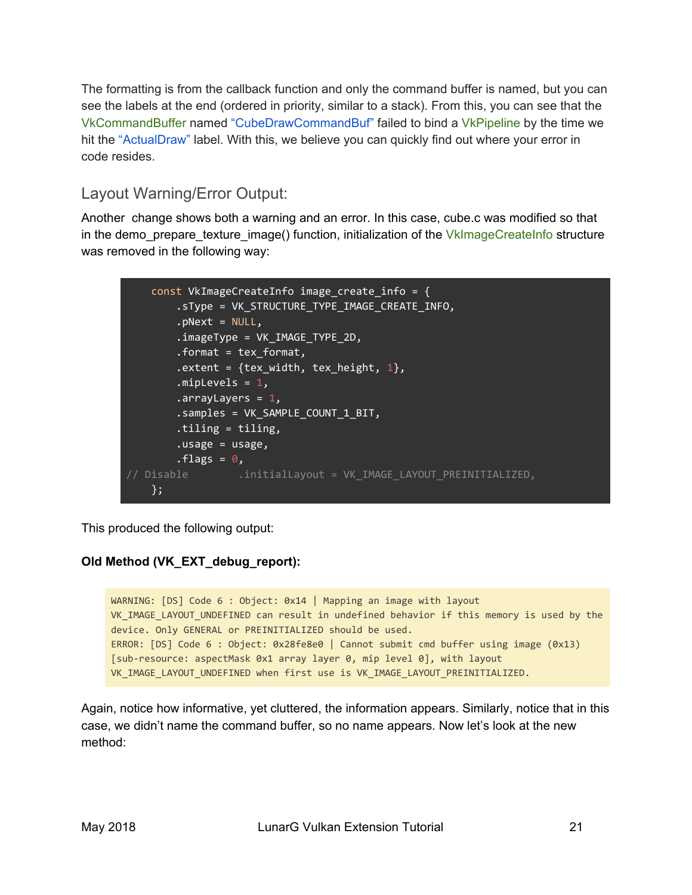The formatting is from the callback function and only the command buffer is named, but you can see the labels at the end (ordered in priority, similar to a stack). From this, you can see that the VkCommandBuffer named "CubeDrawCommandBuf" failed to bind a VkPipeline by the time we hit the "ActualDraw" label. With this, we believe you can quickly find out where your error in code resides.

## Layout Warning/Error Output:

Another  change shows both a warning and an error. In this case, cube.c was modified so that in the demo_prepare_texture_image() function, initialization of the VkImageCreateInfo structure was removed in the following way:

```
    const VkImageCreateInfo image_create_info = {
        .sType = VK_STRUCTURE_TYPE_IMAGE_CREATE_INFO,
        .pNext = NULL,
        .imageType = VK_IMAGE_TYPE_2D,
        .format = tex_format,
        .extent = {tex_width, tex_height, 1},
        .mipLevels = 1,
        .arrayLayers = 1,
        .samples = VK_SAMPLE_COUNT_1_BIT,
        .tiling = tiling,
        .usage = usage,
        .flags = 0,
// Disable        .initialLayout = VK_IMAGE_LAYOUT_PREINITIALIZED,
    };
```

This produced the following output:

**Old Method (VK_EXT_debug_report):**

```
WARNING: [DS] Code 6 : Object: 0x14 | Mapping an image with layout
VK_IMAGE_LAYOUT_UNDEFINED can result in undefined behavior if this memory is used by the
device. Only GENERAL or PREINITIALIZED should be used.
ERROR: [DS] Code 6 : Object: 0x28fe8e0 | Cannot submit cmd buffer using image (0x13)
[sub-resource: aspectMask 0x1 array layer 0, mip level 0], with layout
VK_IMAGE_LAYOUT_UNDEFINED when first use is VK_IMAGE_LAYOUT_PREINITIALIZED.
```

Again, notice how informative, yet cluttered, the information appears. Similarly, notice that in this case, we didn't name the command buffer, so no name appears. Now let's look at the new method: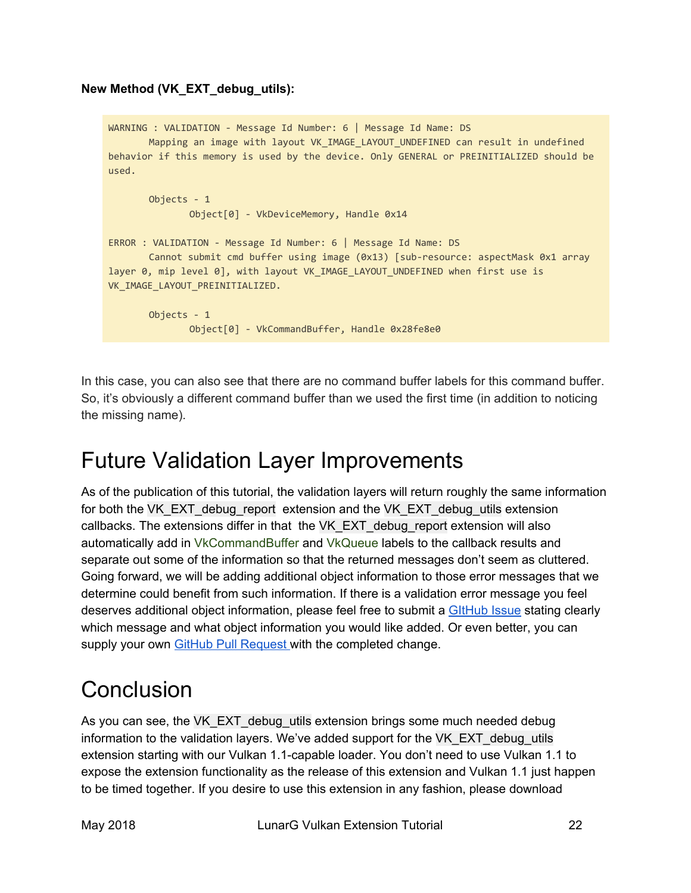**New Method (VK_EXT_debug_utils):**

```
WARNING : VALIDATION - Message Id Number: 6 | Message Id Name: DS
        Mapping an image with layout VK_IMAGE_LAYOUT_UNDEFINED can result in undefined
behavior if this memory is used by the device. Only GENERAL or PREINITIALIZED should be
used.

        Objects - 1
                Object[0] - VkDeviceMemory, Handle 0x14

ERROR : VALIDATION - Message Id Number: 6 | Message Id Name: DS
        Cannot submit cmd buffer using image (0x13) [sub-resource: aspectMask 0x1 array
layer 0, mip level 0], with layout VK_IMAGE_LAYOUT_UNDEFINED when first use is
VK_IMAGE_LAYOUT_PREINITIALIZED.

        Objects - 1
                Object[0] - VkCommandBuffer, Handle 0x28fe8e0
```

In this case, you can also see that there are no command buffer labels for this command buffer. So, it's obviously a different command buffer than we used the first time (in addition to noticing the missing name).

# Future Validation Layer Improvements

As of the publication of this tutorial, the validation layers will return roughly the same information for both the VK_EXT_debug_report extension and the VK_EXT_debug_utils extension callbacks. The extensions differ in that the VK_EXT_debug_report extension will also automatically add in VkCommandBuffer and VkQueue labels to the callback results and separate out some of the information so that the returned messages don't seem as cluttered. Going forward, we will be adding additional object information to those error messages that we determine could benefit from such information. If there is a validation error message you feel deserves additional object information, please feel free to submit a GItHub Issue stating clearly which message and what object information you would like added. Or even better, you can supply your own GitHub Pull Request with the completed change.

# Conclusion

As you can see, the VK_EXT_debug_utils extension brings some much needed debug information to the validation layers. We've added support for the VK_EXT_debug_utils extension starting with our Vulkan 1.1-capable loader. You don't need to use Vulkan 1.1 to expose the extension functionality as the release of this extension and Vulkan 1.1 just happen to be timed together. If you desire to use this extension in any fashion, please download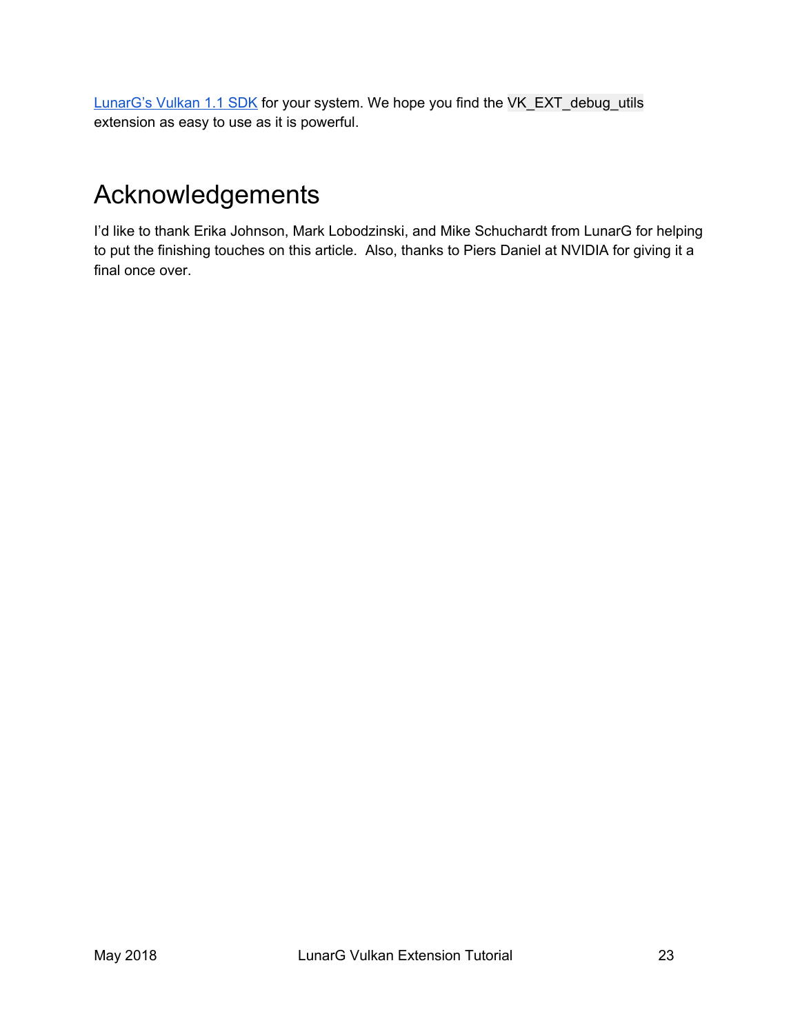[LunarG's Vulkan 1.1 SDK]() for your system. We hope you find the `VK_EXT_debug_utils` extension as easy to use as it is powerful.

# Acknowledgements

I'd like to thank Erika Johnson, Mark Lobodzinski, and Mike Schuchardt from LunarG for helping to put the finishing touches on this article. Also, thanks to Piers Daniel at NVIDIA for giving it a final once over.